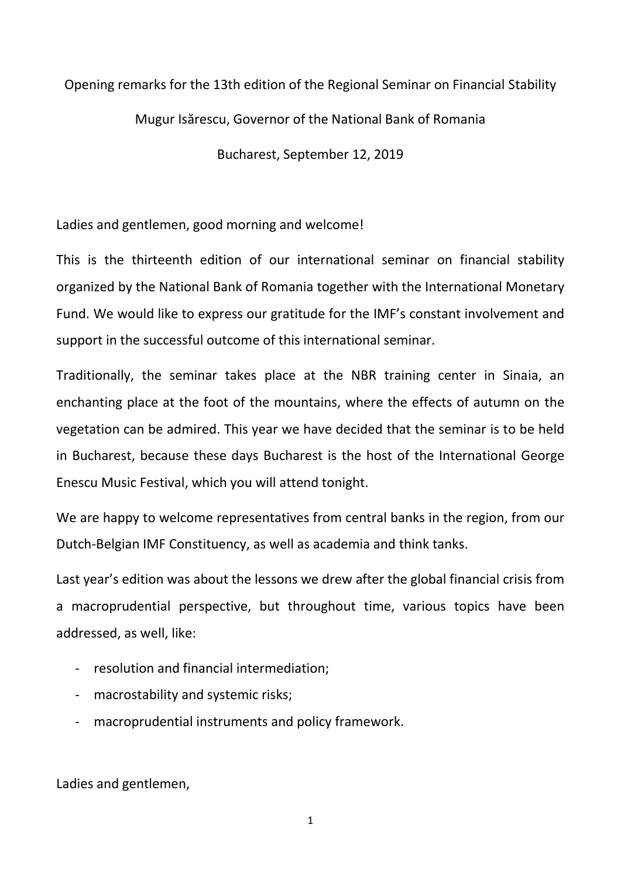Opening remarks for the 13th edition of the Regional Seminar on Financial Stability

Mugur Isărescu, Governor of the National Bank of Romania

Bucharest, September 12, 2019

Ladies and gentlemen, good morning and welcome!

This is the thirteenth edition of our international seminar on financial stability organized by the National Bank of Romania together with the International Monetary Fund. We would like to express our gratitude for the IMF's constant involvement and support in the successful outcome of this international seminar.

Traditionally, the seminar takes place at the NBR training center in Sinaia, an enchanting place at the foot of the mountains, where the effects of autumn on the vegetation can be admired. This year we have decided that the seminar is to be held in Bucharest, because these days Bucharest is the host of the International George Enescu Music Festival, which you will attend tonight.

We are happy to welcome representatives from central banks in the region, from our Dutch-Belgian IMF Constituency, as well as academia and think tanks.

Last year's edition was about the lessons we drew after the global financial crisis from a macroprudential perspective, but throughout time, various topics have been addressed, as well, like:

- resolution and financial intermediation;
- macrostability and systemic risks;
- macroprudential instruments and policy framework.

Ladies and gentlemen,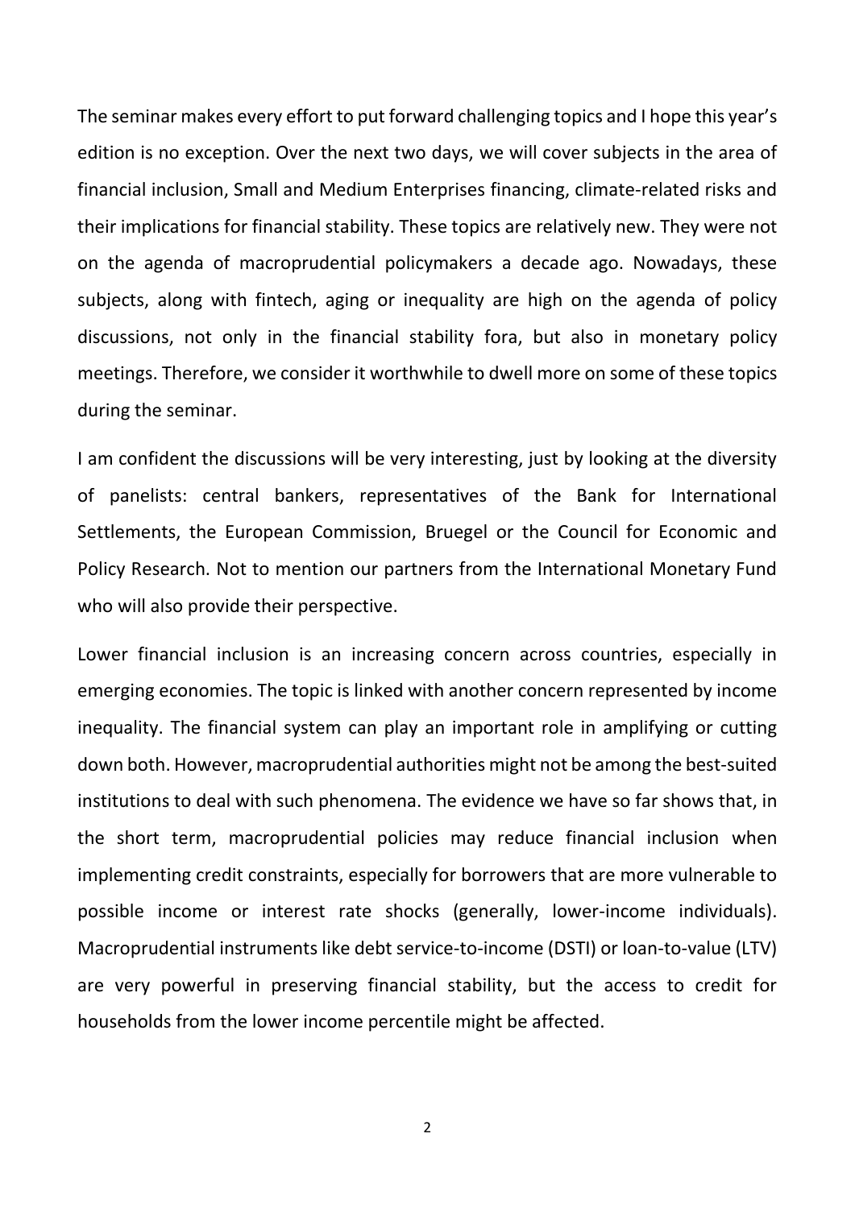The seminar makes every effort to put forward challenging topics and I hope this year's edition is no exception. Over the next two days, we will cover subjects in the area of financial inclusion, Small and Medium Enterprises financing, climate-related risks and their implications for financial stability. These topics are relatively new. They were not on the agenda of macroprudential policymakers a decade ago. Nowadays, these subjects, along with fintech, aging or inequality are high on the agenda of policy discussions, not only in the financial stability fora, but also in monetary policy meetings. Therefore, we consider it worthwhile to dwell more on some of these topics during the seminar.

I am confident the discussions will be very interesting, just by looking at the diversity of panelists: central bankers, representatives of the Bank for International Settlements, the European Commission, Bruegel or the Council for Economic and Policy Research. Not to mention our partners from the International Monetary Fund who will also provide their perspective.

Lower financial inclusion is an increasing concern across countries, especially in emerging economies. The topic is linked with another concern represented by income inequality. The financial system can play an important role in amplifying or cutting down both. However, macroprudential authorities might not be among the best-suited institutions to deal with such phenomena. The evidence we have so far shows that, in the short term, macroprudential policies may reduce financial inclusion when implementing credit constraints, especially for borrowers that are more vulnerable to possible income or interest rate shocks (generally, lower-income individuals). Macroprudential instruments like debt service-to-income (DSTI) or loan-to-value (LTV) are very powerful in preserving financial stability, but the access to credit for households from the lower income percentile might be affected.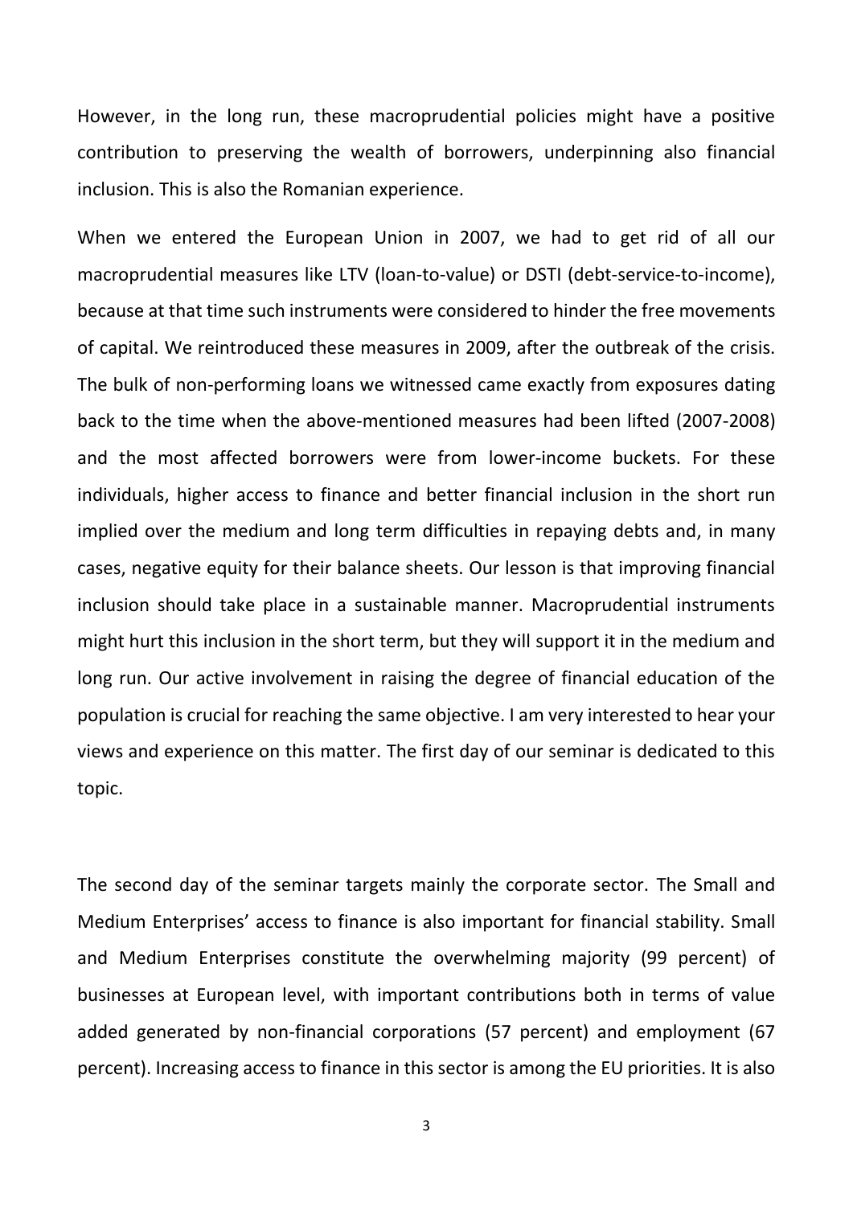However, in the long run, these macroprudential policies might have a positive contribution to preserving the wealth of borrowers, underpinning also financial inclusion. This is also the Romanian experience.

When we entered the European Union in 2007, we had to get rid of all our macroprudential measures like LTV (loan-to-value) or DSTI (debt-service-to-income), because at that time such instruments were considered to hinder the free movements of capital. We reintroduced these measures in 2009, after the outbreak of the crisis. The bulk of non-performing loans we witnessed came exactly from exposures dating back to the time when the above-mentioned measures had been lifted (2007-2008) and the most affected borrowers were from lower-income buckets. For these individuals, higher access to finance and better financial inclusion in the short run implied over the medium and long term difficulties in repaying debts and, in many cases, negative equity for their balance sheets. Our lesson is that improving financial inclusion should take place in a sustainable manner. Macroprudential instruments might hurt this inclusion in the short term, but they will support it in the medium and long run. Our active involvement in raising the degree of financial education of the population is crucial for reaching the same objective. I am very interested to hear your views and experience on this matter. The first day of our seminar is dedicated to this topic.

The second day of the seminar targets mainly the corporate sector. The Small and Medium Enterprises' access to finance is also important for financial stability. Small and Medium Enterprises constitute the overwhelming majority (99 percent) of businesses at European level, with important contributions both in terms of value added generated by non-financial corporations (57 percent) and employment (67 percent). Increasing access to finance in this sector is among the EU priorities. It is also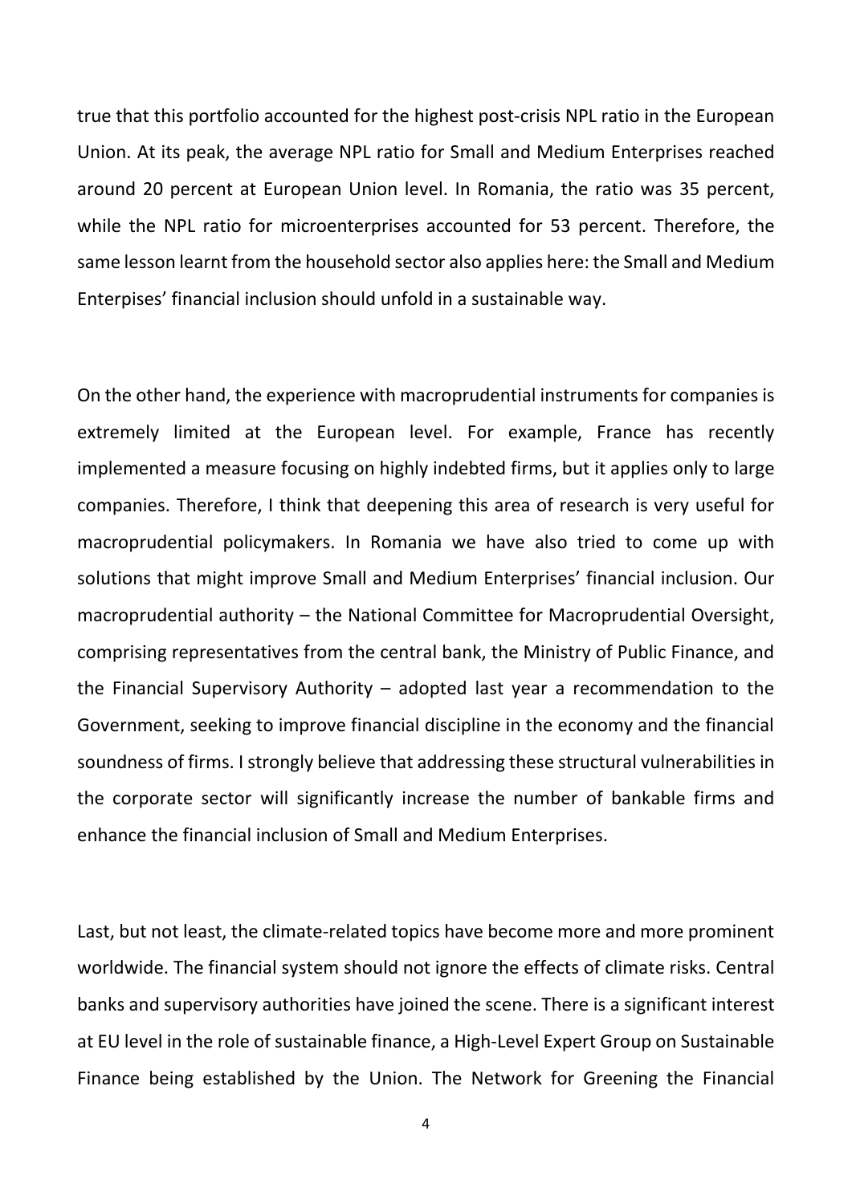true that this portfolio accounted for the highest post-crisis NPL ratio in the European Union. At its peak, the average NPL ratio for Small and Medium Enterprises reached around 20 percent at European Union level. In Romania, the ratio was 35 percent, while the NPL ratio for microenterprises accounted for 53 percent. Therefore, the same lesson learnt from the household sector also applies here: the Small and Medium Enterprises' financial inclusion should unfold in a sustainable way.

On the other hand, the experience with macroprudential instruments for companies is extremely limited at the European level. For example, France has recently implemented a measure focusing on highly indebted firms, but it applies only to large companies. Therefore, I think that deepening this area of research is very useful for macroprudential policymakers. In Romania we have also tried to come up with solutions that might improve Small and Medium Enterprises' financial inclusion. Our macroprudential authority – the National Committee for Macroprudential Oversight, comprising representatives from the central bank, the Ministry of Public Finance, and the Financial Supervisory Authority – adopted last year a recommendation to the Government, seeking to improve financial discipline in the economy and the financial soundness of firms. I strongly believe that addressing these structural vulnerabilities in the corporate sector will significantly increase the number of bankable firms and enhance the financial inclusion of Small and Medium Enterprises.

Last, but not least, the climate-related topics have become more and more prominent worldwide. The financial system should not ignore the effects of climate risks. Central banks and supervisory authorities have joined the scene. There is a significant interest at EU level in the role of sustainable finance, a High-Level Expert Group on Sustainable Finance being established by the Union. The Network for Greening the Financial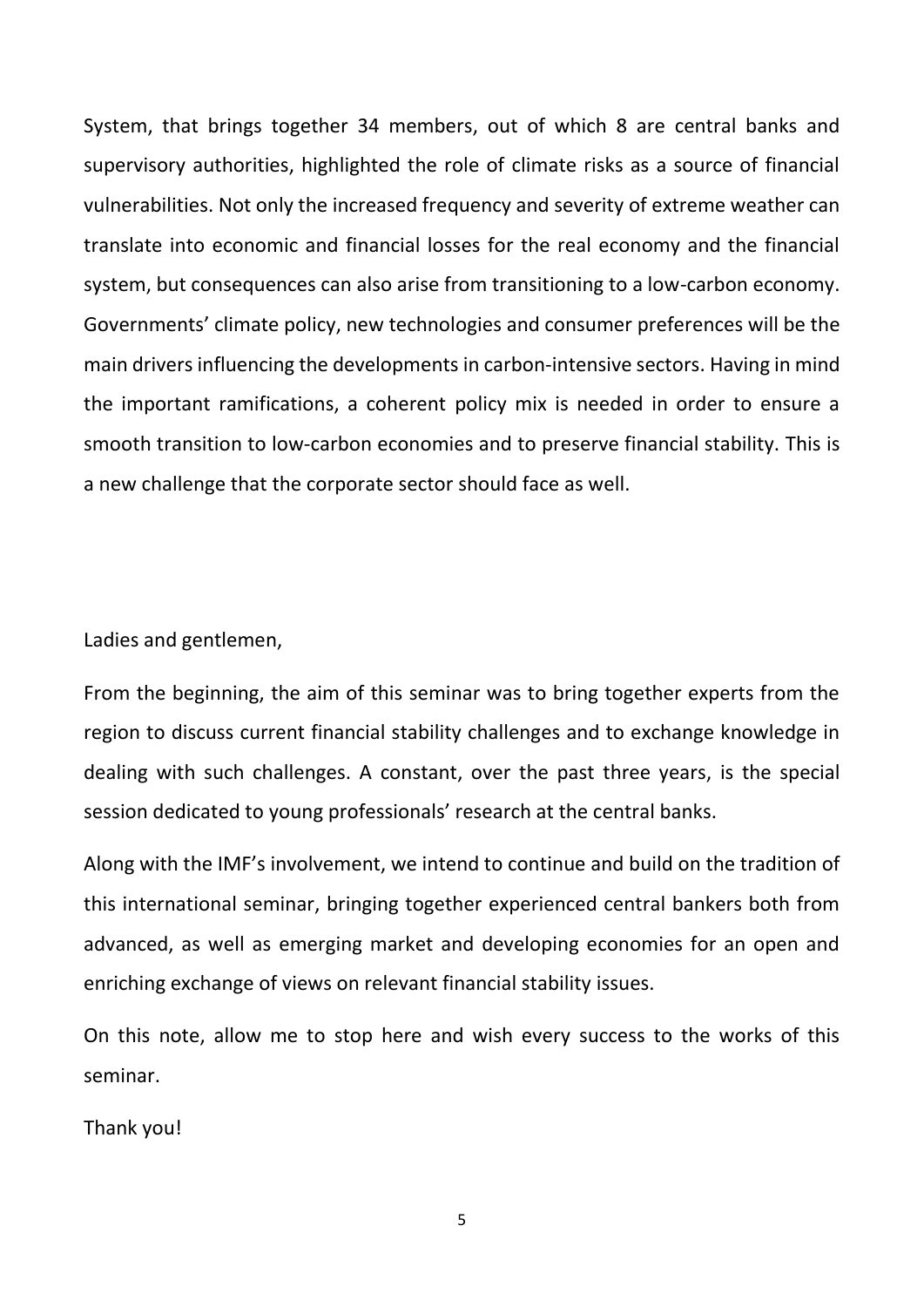System, that brings together 34 members, out of which 8 are central banks and supervisory authorities, highlighted the role of climate risks as a source of financial vulnerabilities. Not only the increased frequency and severity of extreme weather can translate into economic and financial losses for the real economy and the financial system, but consequences can also arise from transitioning to a low-carbon economy. Governments' climate policy, new technologies and consumer preferences will be the main drivers influencing the developments in carbon-intensive sectors. Having in mind the important ramifications, a coherent policy mix is needed in order to ensure a smooth transition to low-carbon economies and to preserve financial stability. This is a new challenge that the corporate sector should face as well.

Ladies and gentlemen,

From the beginning, the aim of this seminar was to bring together experts from the region to discuss current financial stability challenges and to exchange knowledge in dealing with such challenges. A constant, over the past three years, is the special session dedicated to young professionals' research at the central banks.

Along with the IMF's involvement, we intend to continue and build on the tradition of this international seminar, bringing together experienced central bankers both from advanced, as well as emerging market and developing economies for an open and enriching exchange of views on relevant financial stability issues.

On this note, allow me to stop here and wish every success to the works of this seminar.

Thank you!